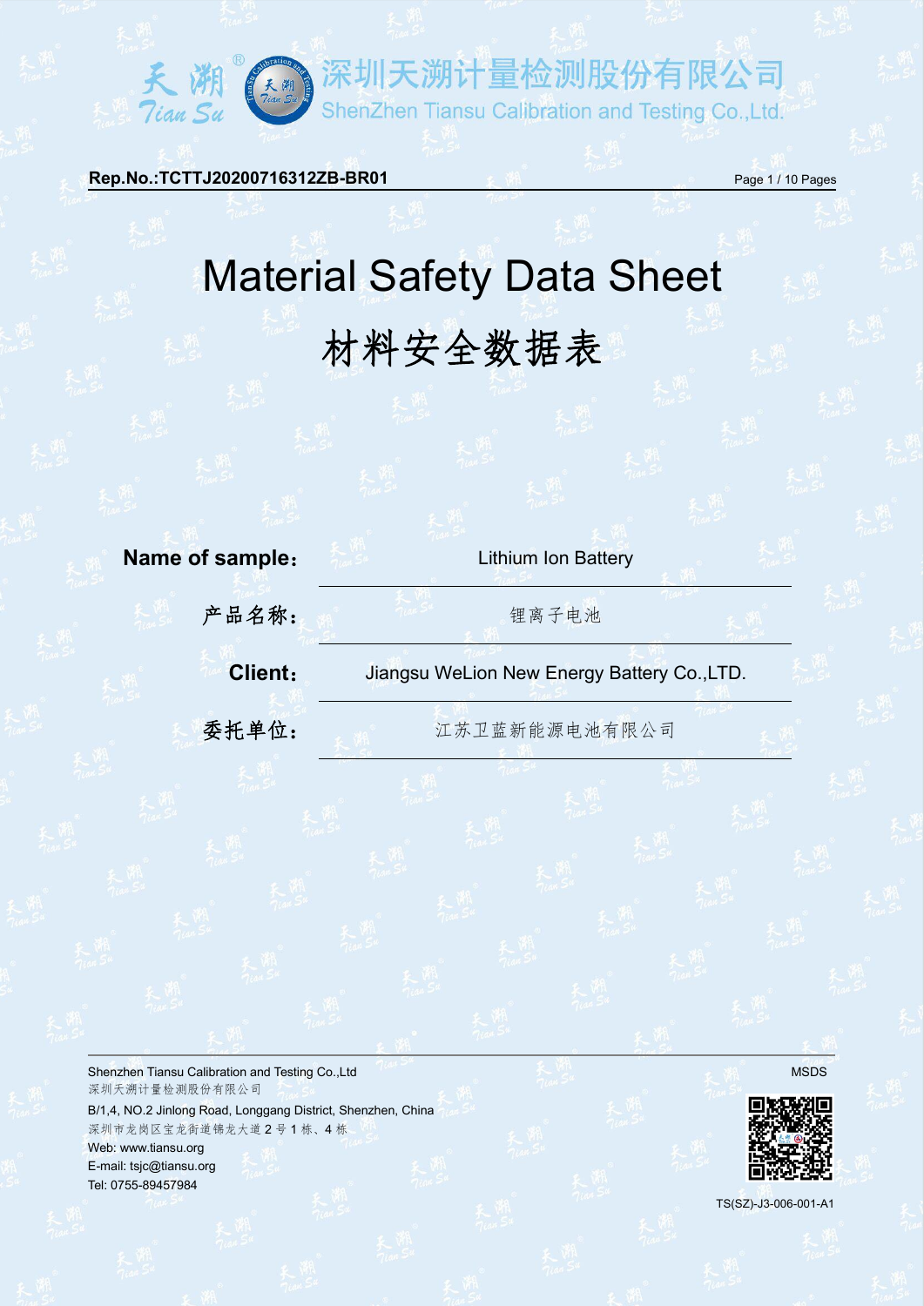# 深圳天溯计量检测股份有限公司

ShenZhen Tiansu Calibration and Testing Co.,Ltd.

**Rep.No.:TCTTJ20200716312ZB-BR01**

# Material Safety Data Sheet

# 材料安全数据表

| | |
|---|---|
| **Name of sample：** | Lithium Ion Battery |
| **产品名称：** | 锂离子电池 |
| **Client：** | Jiangsu WeLion New Energy Battery Co.,LTD. |
| **委托单位：** | 江苏卫蓝新能源电池有限公司 |

Shenzhen Tiansu Calibration and Testing Co.,Ltd

深圳天溯计量检测股份有限公司

B/1,4, NO.2 Jinlong Road, Longgang District, Shenzhen, China

深圳市龙岗区宝龙街道锦龙大道 2 号 1 栋、4 栋

Web: www.tiansu.org

E-mail: tsjc@tiansu.org

Tel: 0755-89457984

MSDS

TS(SZ)-J3-006-001-A1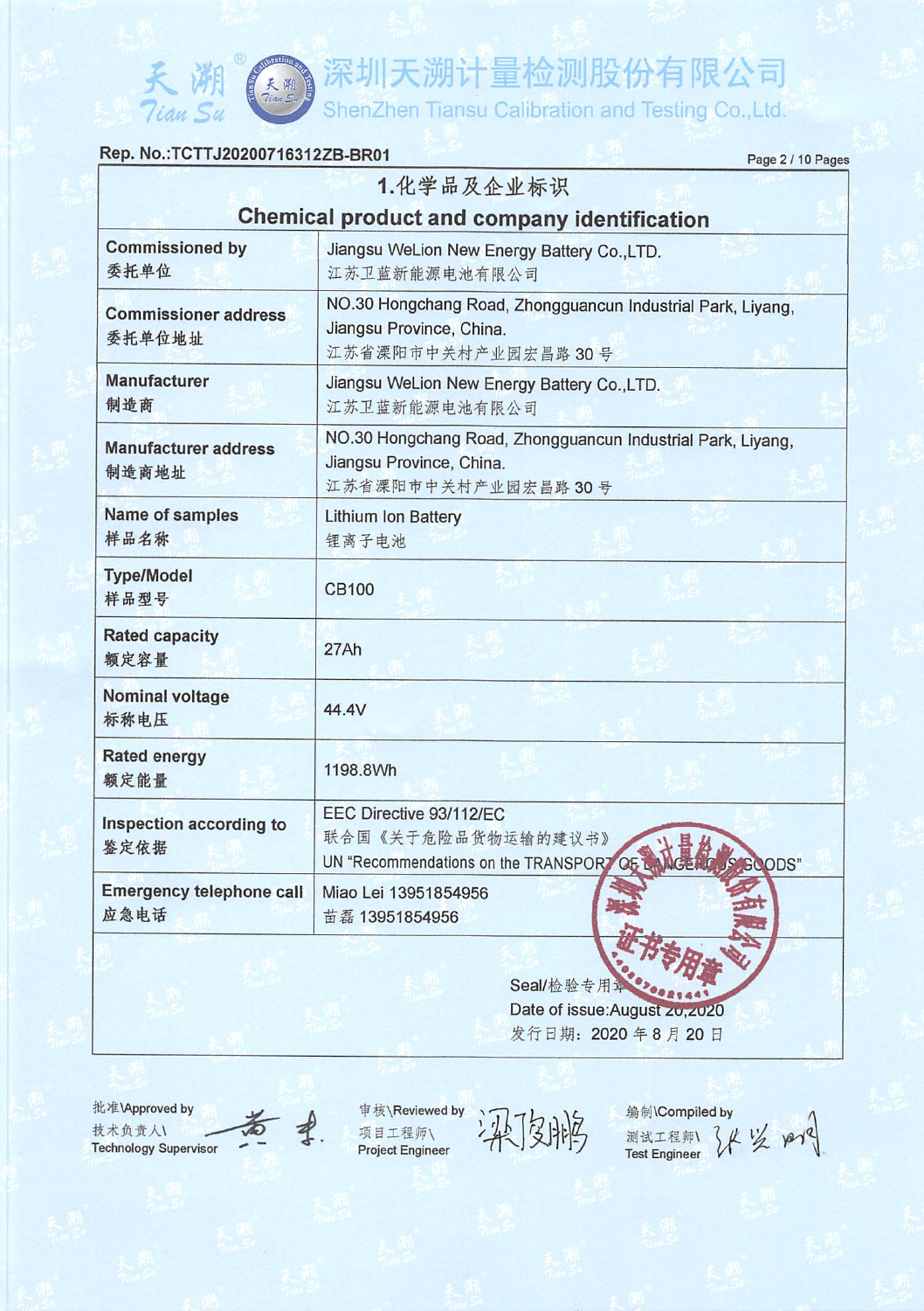天湖 Tian Su

深圳天溯计量检测股份有限公司
ShenZhen Tiansu Calibration and Testing Co.,Ltd.

Rep. No.:TCTTJ20200716312ZB-BR01

## 1.化学品及企业标识
## Chemical product and company identification

| | |
|---|---|
| Commissioned by<br>委托单位 | Jiangsu WeLion New Energy Battery Co.,LTD.<br>江苏卫蓝新能源电池有限公司 |
| Commissioner address<br>委托单位地址 | NO.30 Hongchang Road, Zhongguancun Industrial Park, Liyang, Jiangsu Province, China.<br>江苏省溧阳市中关村产业园宏昌路 30 号 |
| Manufacturer<br>制造商 | Jiangsu WeLion New Energy Battery Co.,LTD.<br>江苏卫蓝新能源电池有限公司 |
| Manufacturer address<br>制造商地址 | NO.30 Hongchang Road, Zhongguancun Industrial Park, Liyang, Jiangsu Province, China.<br>江苏省溧阳市中关村产业园宏昌路 30 号 |
| Name of samples<br>样品名称 | Lithium Ion Battery<br>锂离子电池 |
| Type/Model<br>样品型号 | CB100 |
| Rated capacity<br>额定容量 | 27Ah |
| Nominal voltage<br>标称电压 | 44.4V |
| Rated energy<br>额定能量 | 1198.8Wh |
| Inspection according to<br>鉴定依据 | EEC Directive 93/112/EC<br>联合国《关于危险品货物运输的建议书》<br>UN "Recommendations on the TRANSPORT OF DANGEROUS GOODS" |
| Emergency telephone call<br>应急电话 | Miao Lei 13951854956<br>苗磊 13951854956 |

Seal/检验专用章
Date of issue:August 20,2020
发行日期：2020 年 8 月 20 日

批准\Approved by 技术负责人\ Technology Supervisor

审核\Reviewed by 项目工程师\ Project Engineer

编制\Compiled by 测试工程师\ Test Engineer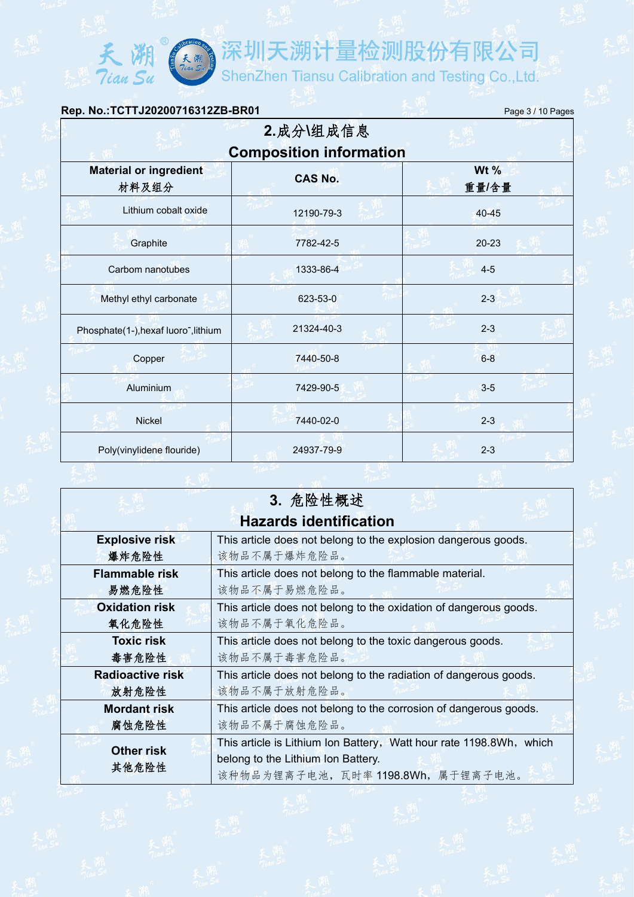## 2.成分\组成信息 Composition information

| Material or ingredient 材料及组分 | CAS No. | Wt % 重量/含量 |
|---|---|---|
| Lithium cobalt oxide | 12190-79-3 | 40-45 |
| Graphite | 7782-42-5 | 20-23 |
| Carbom nanotubes | 1333-86-4 | 4-5 |
| Methyl ethyl carbonate | 623-53-0 | 2-3 |
| Phosphate(1-),hexaf luoro⁻,lithium | 21324-40-3 | 2-3 |
| Copper | 7440-50-8 | 6-8 |
| Aluminium | 7429-90-5 | 3-5 |
| Nickel | 7440-02-0 | 2-3 |
| Poly(vinylidene flouride) | 24937-79-9 | 2-3 |

## 3. 危险性概述 Hazards identification

| | |
|---|---|
| **Explosive risk 爆炸危险性** | This article does not belong to the explosion dangerous goods. 该物品不属于爆炸危险品。 |
| **Flammable risk 易燃危险性** | This article does not belong to the flammable material. 该物品不属于易燃危险品。 |
| **Oxidation risk 氧化危险性** | This article does not belong to the oxidation of dangerous goods. 该物品不属于氧化危险品。 |
| **Toxic risk 毒害危险性** | This article does not belong to the toxic dangerous goods. 该物品不属于毒害危险品。 |
| **Radioactive risk 放射危险性** | This article does not belong to the radiation of dangerous goods. 该物品不属于放射危险品。 |
| **Mordant risk 腐蚀危险性** | This article does not belong to the corrosion of dangerous goods. 该物品不属于腐蚀危险品。 |
| **Other risk 其他危险性** | This article is Lithium Ion Battery，Watt hour rate 1198.8Wh，which belong to the Lithium Ion Battery. 该种物品为锂离子电池，瓦时率 1198.8Wh，属于锂离子电池。 |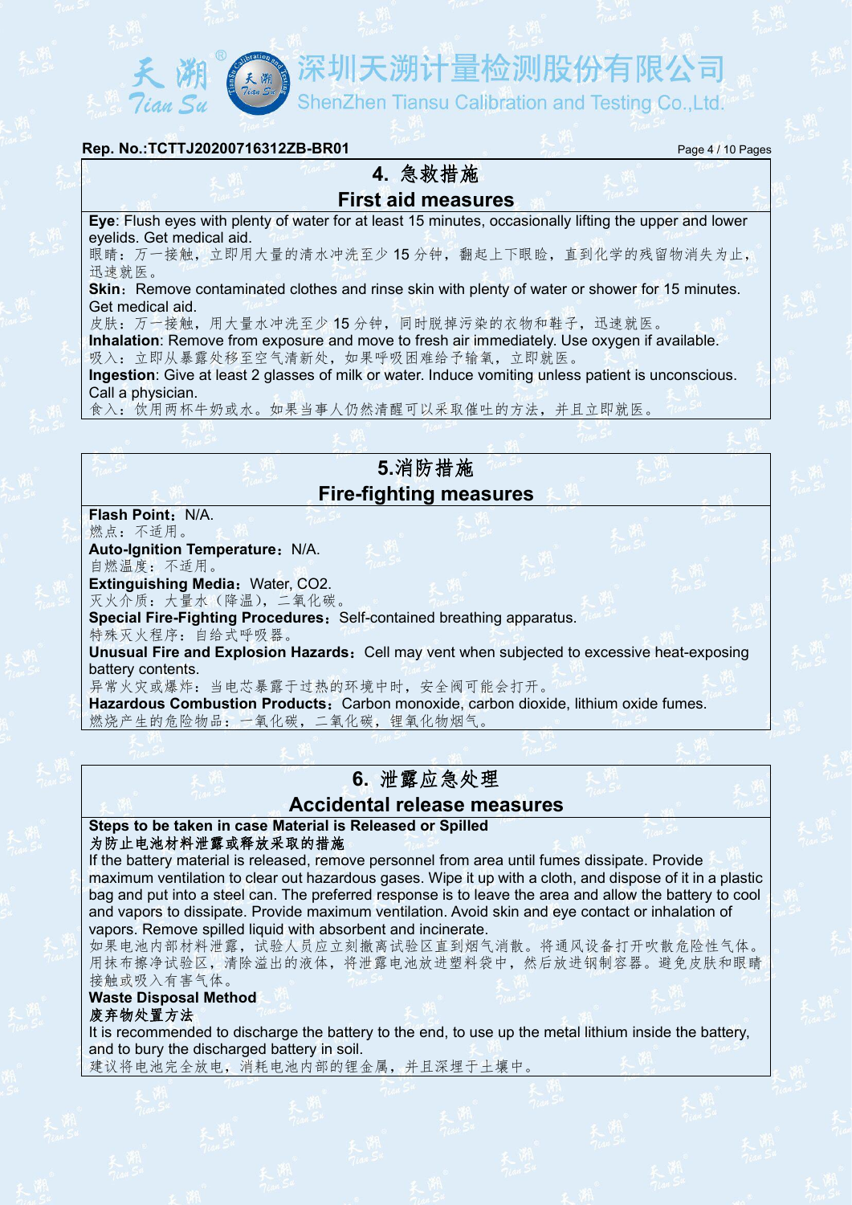## 4. 急救措施

## First aid measures

**Eye**: Flush eyes with plenty of water for at least 15 minutes, occasionally lifting the upper and lower eyelids. Get medical aid.

眼睛：万一接触，立即用大量的清水冲洗至少 15 分钟，翻起上下眼睑，直到化学的残留物消失为止，迅速就医。

**Skin**：Remove contaminated clothes and rinse skin with plenty of water or shower for 15 minutes. Get medical aid.

皮肤：万一接触，用大量水冲洗至少 15 分钟，同时脱掉污染的衣物和鞋子，迅速就医。

**Inhalation**: Remove from exposure and move to fresh air immediately. Use oxygen if available.

吸入：立即从暴露处移至空气清新处，如果呼吸困难给予输氧，立即就医。

**Ingestion**: Give at least 2 glasses of milk or water. Induce vomiting unless patient is unconscious. Call a physician.

食入：饮用两杯牛奶或水。如果当事人仍然清醒可以采取催吐的方法，并且立即就医。

## 5.消防措施

## Fire-fighting measures

**Flash Point**：N/A.

燃点：不适用。

**Auto-Ignition Temperature**：N/A.

自燃温度：不适用。

**Extinguishing Media**：Water, $CO_2$.

灭火介质：大量水（降温），二氧化碳。

**Special Fire-Fighting Procedures**：Self-contained breathing apparatus.

特殊灭火程序：自给式呼吸器。

**Unusual Fire and Explosion Hazards**：Cell may vent when subjected to excessive heat-exposing battery contents.

异常火灾或爆炸：当电芯暴露于过热的环境中时，安全阀可能会打开。

**Hazardous Combustion Products**：Carbon monoxide, carbon dioxide, lithium oxide fumes.

燃烧产生的危险物品：一氧化碳，二氧化碳，锂氧化物烟气。

## 6. 泄露应急处理

## Accidental release measures

**Steps to be taken in case Material is Released or Spilled**

**为防止电池材料泄露或释放采取的措施**

If the battery material is released, remove personnel from area until fumes dissipate. Provide maximum ventilation to clear out hazardous gases. Wipe it up with a cloth, and dispose of it in a plastic bag and put into a steel can. The preferred response is to leave the area and allow the battery to cool and vapors to dissipate. Provide maximum ventilation. Avoid skin and eye contact or inhalation of vapors. Remove spilled liquid with absorbent and incinerate.

如果电池内部材料泄露，试验人员应立刻撤离试验区直到烟气消散。将通风设备打开吹散危险性气体。用抹布擦净试验区，清除溢出的液体，将泄露电池放进塑料袋中，然后放进钢制容器。避免皮肤和眼睛接触或吸入有害气体。

**Waste Disposal Method**

**废弃物处置方法**

It is recommended to discharge the battery to the end, to use up the metal lithium inside the battery, and to bury the discharged battery in soil.

建议将电池完全放电，消耗电池内部的锂金属，并且深埋于土壤中。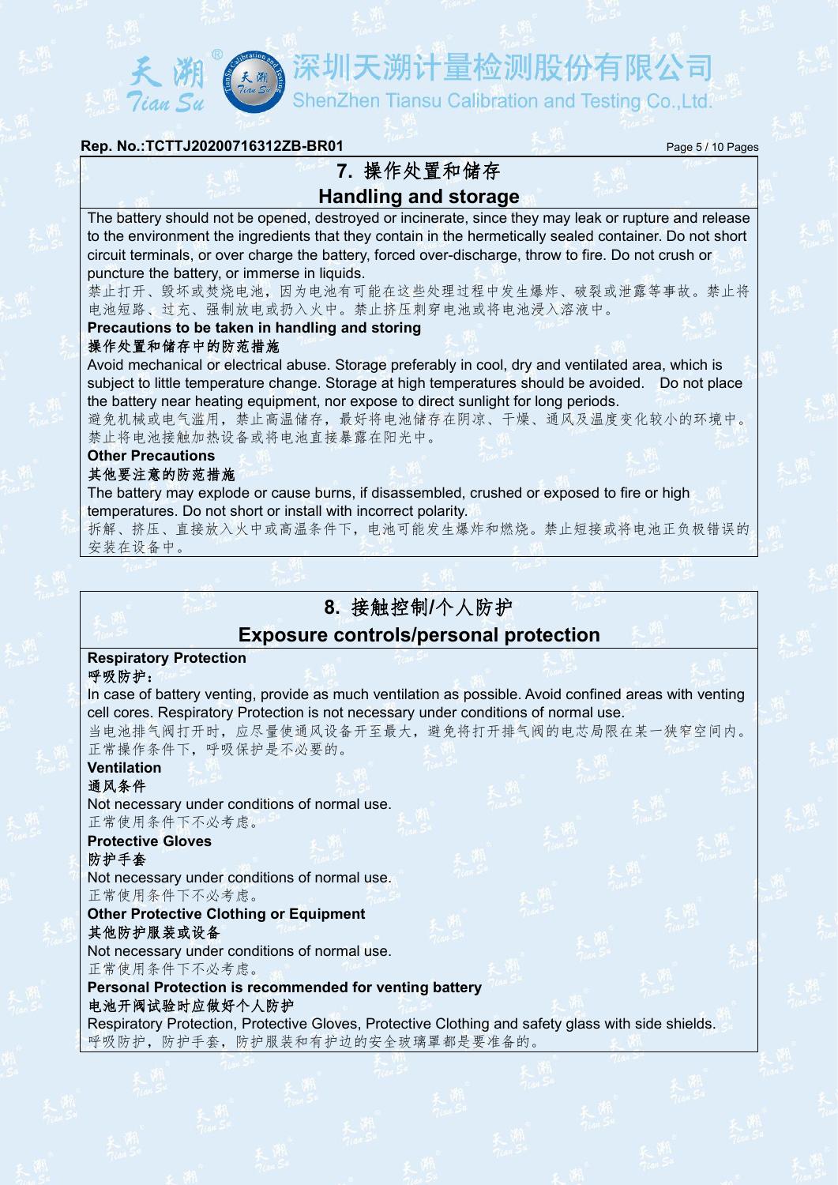## 7. 操作处置和储存

## Handling and storage

The battery should not be opened, destroyed or incinerate, since they may leak or rupture and release to the environment the ingredients that they contain in the hermetically sealed container. Do not short circuit terminals, or over charge the battery, forced over-discharge, throw to fire. Do not crush or puncture the battery, or immerse in liquids.

禁止打开、毁坏或焚烧电池，因为电池有可能在这些处理过程中发生爆炸、破裂或泄露等事故。禁止将电池短路、过充、强制放电或扔入火中。禁止挤压刺穿电池或将电池浸入溶液中。

**Precautions to be taken in handling and storing**

**操作处置和储存中的防范措施**

Avoid mechanical or electrical abuse. Storage preferably in cool, dry and ventilated area, which is subject to little temperature change. Storage at high temperatures should be avoided. Do not place the battery near heating equipment, nor expose to direct sunlight for long periods.

避免机械或电气滥用，禁止高温储存，最好将电池储存在阴凉、干燥、通风及温度变化较小的环境中。禁止将电池接触加热设备或将电池直接暴露在阳光中。

**Other Precautions**

**其他要注意的防范措施**

The battery may explode or cause burns, if disassembled, crushed or exposed to fire or high temperatures. Do not short or install with incorrect polarity.

拆解、挤压、直接放入火中或高温条件下，电池可能发生爆炸和燃烧。禁止短接或将电池正负极错误的安装在设备中。

## 8. 接触控制/个人防护

## Exposure controls/personal protection

**Respiratory Protection**

**呼吸防护：**

In case of battery venting, provide as much ventilation as possible. Avoid confined areas with venting cell cores. Respiratory Protection is not necessary under conditions of normal use.

当电池排气阀打开时，应尽量使通风设备开至最大，避免将打开排气阀的电芯局限在某一狭窄空间内。正常操作条件下，呼吸保护是不必要的。

**Ventilation**

**通风条件**

Not necessary under conditions of normal use.

正常使用条件下不必考虑。

**Protective Gloves**

**防护手套**

Not necessary under conditions of normal use.

正常使用条件下不必考虑。

**Other Protective Clothing or Equipment**

**其他防护服装或设备**

Not necessary under conditions of normal use.

正常使用条件下不必考虑。

**Personal Protection is recommended for venting battery**

**电池开阀试验时应做好个人防护**

Respiratory Protection, Protective Gloves, Protective Clothing and safety glass with side shields.

呼吸防护，防护手套，防护服装和有护边的安全玻璃罩都是要准备的。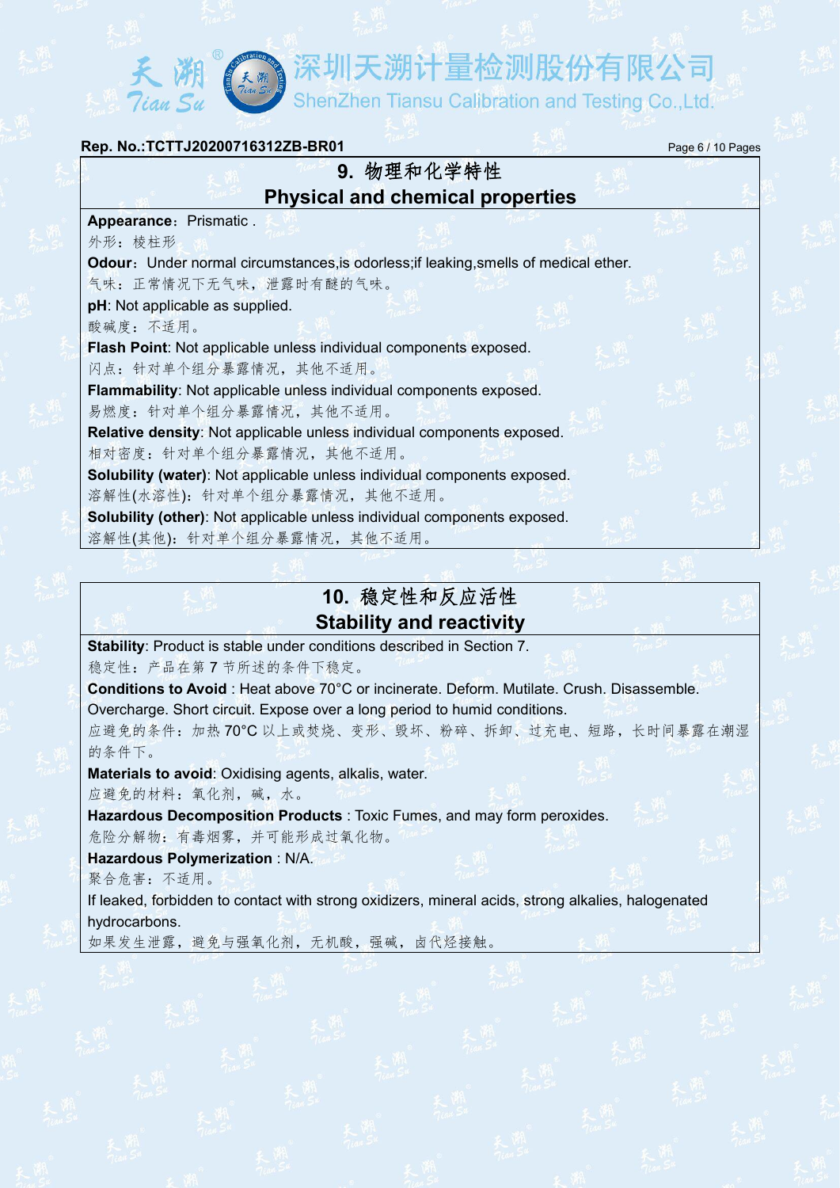## 9. 物理和化学特性
## Physical and chemical properties

**Appearance**：Prismatic .

外形：棱柱形

**Odour**：Under normal circumstances,is odorless;if leaking,smells of medical ether.

气味：正常情况下无气味，泄露时有醚的气味。

**pH**: Not applicable as supplied.

酸碱度：不适用。

**Flash Point**: Not applicable unless individual components exposed.

闪点：针对单个组分暴露情况，其他不适用。

**Flammability**: Not applicable unless individual components exposed.

易燃度：针对单个组分暴露情况，其他不适用。

**Relative density**: Not applicable unless individual components exposed.

相对密度：针对单个组分暴露情况，其他不适用。

**Solubility (water)**: Not applicable unless individual components exposed.

溶解性(水溶性)：针对单个组分暴露情况，其他不适用。

**Solubility (other)**: Not applicable unless individual components exposed.

溶解性(其他)：针对单个组分暴露情况，其他不适用。

## 10. 稳定性和反应活性
## Stability and reactivity

**Stability**: Product is stable under conditions described in Section 7.

稳定性：产品在第 7 节所述的条件下稳定。

**Conditions to Avoid** : Heat above 70°C or incinerate. Deform. Mutilate. Crush. Disassemble. Overcharge. Short circuit. Expose over a long period to humid conditions.

应避免的条件：加热 70°C 以上或焚烧、变形、毁坏、粉碎、拆卸、过充电、短路，长时间暴露在潮湿的条件下。

**Materials to avoid**: Oxidising agents, alkalis, water.

应避免的材料：氧化剂，碱，水。

**Hazardous Decomposition Products** : Toxic Fumes, and may form peroxides.

危险分解物：有毒烟雾，并可能形成过氧化物。

**Hazardous Polymerization** : N/A.

聚合危害：不适用。

If leaked, forbidden to contact with strong oxidizers, mineral acids, strong alkalies, halogenated hydrocarbons.

如果发生泄露，避免与强氧化剂，无机酸，强碱，卤代烃接触。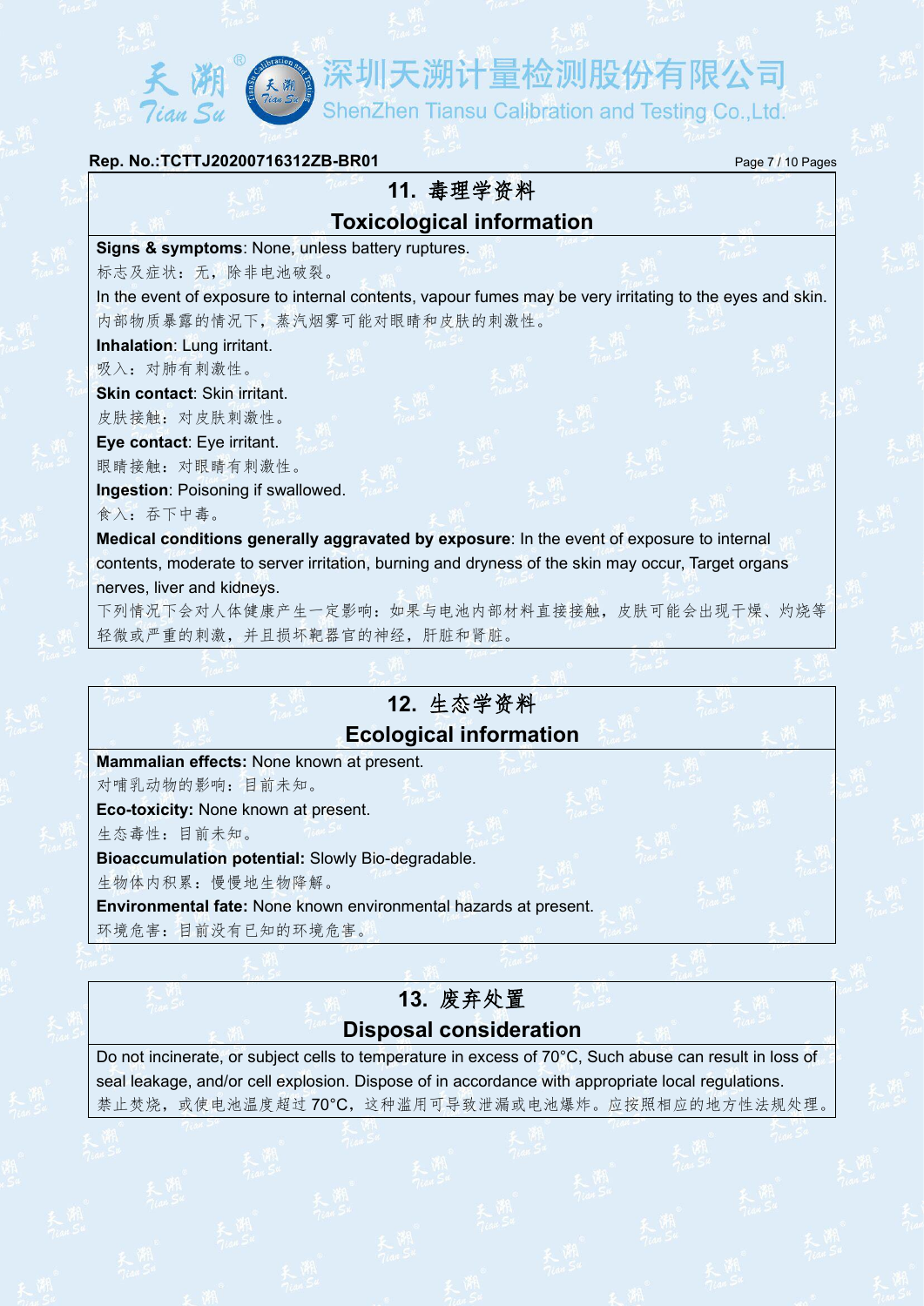## 11. 毒理学资料

## Toxicological information

**Signs & symptoms**: None, unless battery ruptures.

标志及症状：无，除非电池破裂。

In the event of exposure to internal contents, vapour fumes may be very irritating to the eyes and skin.

内部物质暴露的情况下，蒸汽烟雾可能对眼睛和皮肤的刺激性。

**Inhalation**: Lung irritant.

吸入：对肺有刺激性。

**Skin contact**: Skin irritant.

皮肤接触：对皮肤刺激性。

**Eye contact**: Eye irritant.

眼睛接触：对眼睛有刺激性。

**Ingestion**: Poisoning if swallowed.

食入：吞下中毒。

**Medical conditions generally aggravated by exposure**: In the event of exposure to internal contents, moderate to server irritation, burning and dryness of the skin may occur, Target organs nerves, liver and kidneys.

下列情况下会对人体健康产生一定影响：如果与电池内部材料直接接触，皮肤可能会出现干燥、灼烧等轻微或严重的刺激，并且损坏靶器官的神经，肝脏和肾脏。

## 12. 生态学资料

## Ecological information

**Mammalian effects:** None known at present.

对哺乳动物的影响：目前未知。

**Eco-toxicity:** None known at present.

生态毒性：目前未知。

**Bioaccumulation potential:** Slowly Bio-degradable.

生物体内积累：慢慢地生物降解。

**Environmental fate:** None known environmental hazards at present.

环境危害：目前没有已知的环境危害。

## 13. 废弃处置

## Disposal consideration

Do not incinerate, or subject cells to temperature in excess of 70°C, Such abuse can result in loss of seal leakage, and/or cell explosion. Dispose of in accordance with appropriate local regulations.

禁止焚烧，或使电池温度超过 70°C，这种滥用可导致泄漏或电池爆炸。应按照相应的地方性法规处理。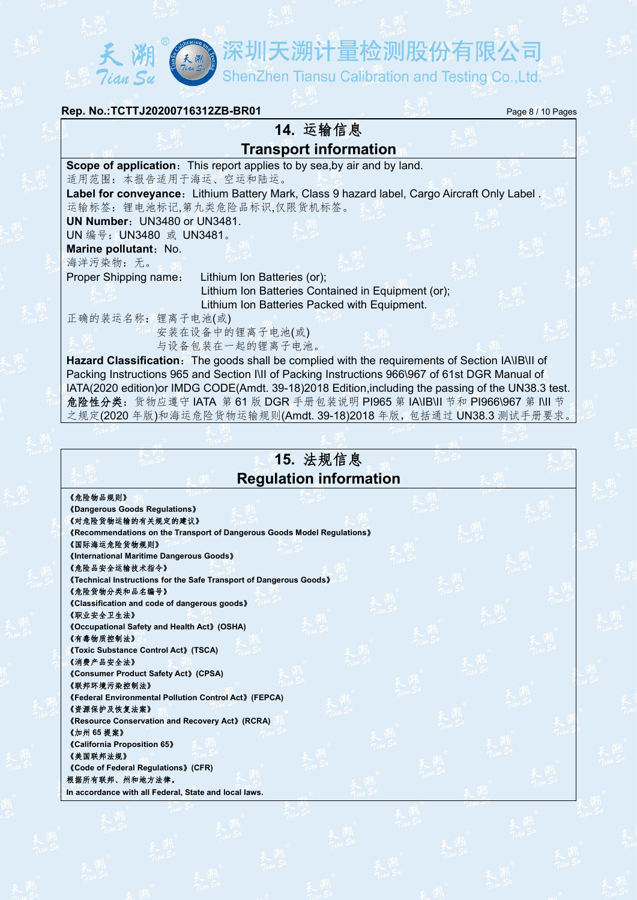## 14. 运输信息
## Transport information

**Scope of application**：This report applies to by sea,by air and by land.
适用范围：本报告适用于海运、空运和陆运。
**Label for conveyance**：Lithium Battery Mark, Class 9 hazard label, Cargo Aircraft Only Label .
运输标签：锂电池标记,第九类危险品标识,仅限货机标签。
**UN Number**：UN3480 or UN3481.
UN 编号：UN3480 或 UN3481。
**Marine pollutant**：No.
海洋污染物：无。
Proper Shipping name： Lithium Ion Batteries (or);
Lithium Ion Batteries Contained in Equipment (or);
Lithium Ion Batteries Packed with Equipment.
正确的装运名称：锂离子电池(或)
安装在设备中的锂离子电池(或)
与设备包装在一起的锂离子电池。
**Hazard Classification**：The goods shall be complied with the requirements of Section IA\IB\II of Packing Instructions 965 and Section I\II of Packing Instructions 966\967 of 61st DGR Manual of IATA(2020 edition)or IMDG CODE(Amdt. 39-18)2018 Edition,including the passing of the UN38.3 test.
**危险性分类**：货物应遵守 IATA 第 61 版 DGR 手册包装说明 PI965 第 IA\IB\II 节和 PI966\967 第 I\II 节之规定(2020 年版)和海运危险货物运输规则(Amdt. 39-18)2018 年版，包括通过 UN38.3 测试手册要求。

## 15. 法规信息
## Regulation information

**《危险物品规则》**
**《Dangerous Goods Regulations》**
**《对危险货物运输的有关规定的建议》**
**《Recommendations on the Transport of Dangerous Goods Model Regulations》**
**《国际海运危险货物规则》**
**《International Maritime Dangerous Goods》**
**《危险品安全运输技术指令》**
**《Technical Instructions for the Safe Transport of Dangerous Goods》**
**《危险货物分类和品名编号》**
**《Classification and code of dangerous goods》**
**《职业安全卫生法》**
**《Occupational Safety and Health Act》(OSHA)**
**《有毒物质控制法》**
**《Toxic Substance Control Act》(TSCA)**
**《消费产品安全法》**
**《Consumer Product Safety Act》(CPSA)**
**《联邦环境污染控制法》**
**《Federal Environmental Pollution Control Act》(FEPCA)**
**《资源保护及恢复法案》**
**《Resource Conservation and Recovery Act》(RCRA)**
**《加州 65 提案》**
**《California Proposition 65》**
**《美国联邦法规》**
**《Code of Federal Regulations》(CFR)**
**根据所有联邦、州和地方法律。**
**In accordance with all Federal, State and local laws.**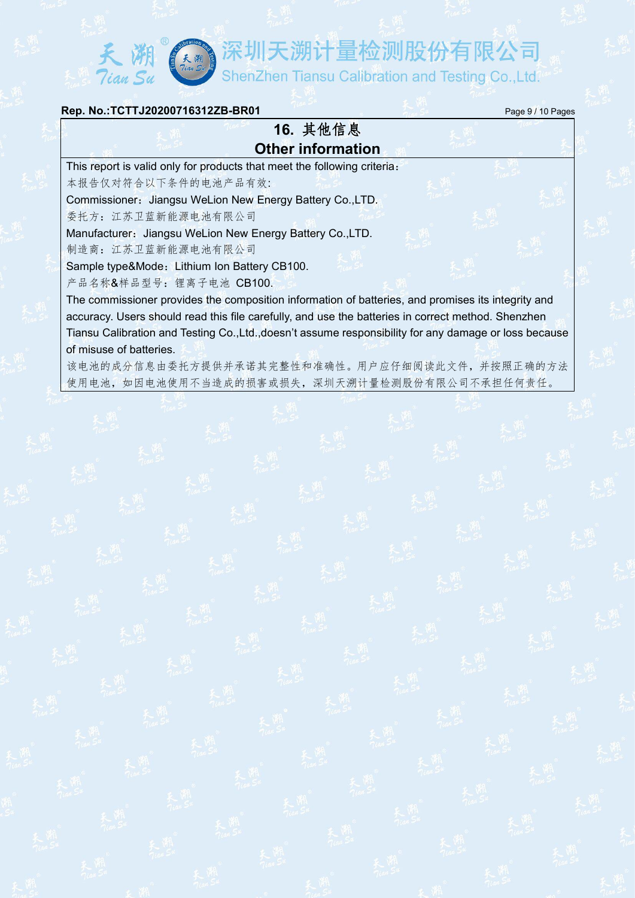## 16. 其他信息

## Other information

This report is valid only for products that meet the following criteria：

本报告仅对符合以下条件的电池产品有效:

Commissioner：Jiangsu WeLion New Energy Battery Co.,LTD.

委托方：江苏卫蓝新能源电池有限公司

Manufacturer：Jiangsu WeLion New Energy Battery Co.,LTD.

制造商：江苏卫蓝新能源电池有限公司

Sample type&Mode：Lithium Ion Battery CB100.

产品名称&样品型号：锂离子电池 CB100.

The commissioner provides the composition information of batteries, and promises its integrity and accuracy. Users should read this file carefully, and use the batteries in correct method. Shenzhen Tiansu Calibration and Testing Co.,Ltd.,doesn't assume responsibility for any damage or loss because of misuse of batteries.

该电池的成分信息由委托方提供并承诺其完整性和准确性。用户应仔细阅读此文件，并按照正确的方法使用电池，如因电池使用不当造成的损害或损失，深圳天溯计量检测股份有限公司不承担任何责任。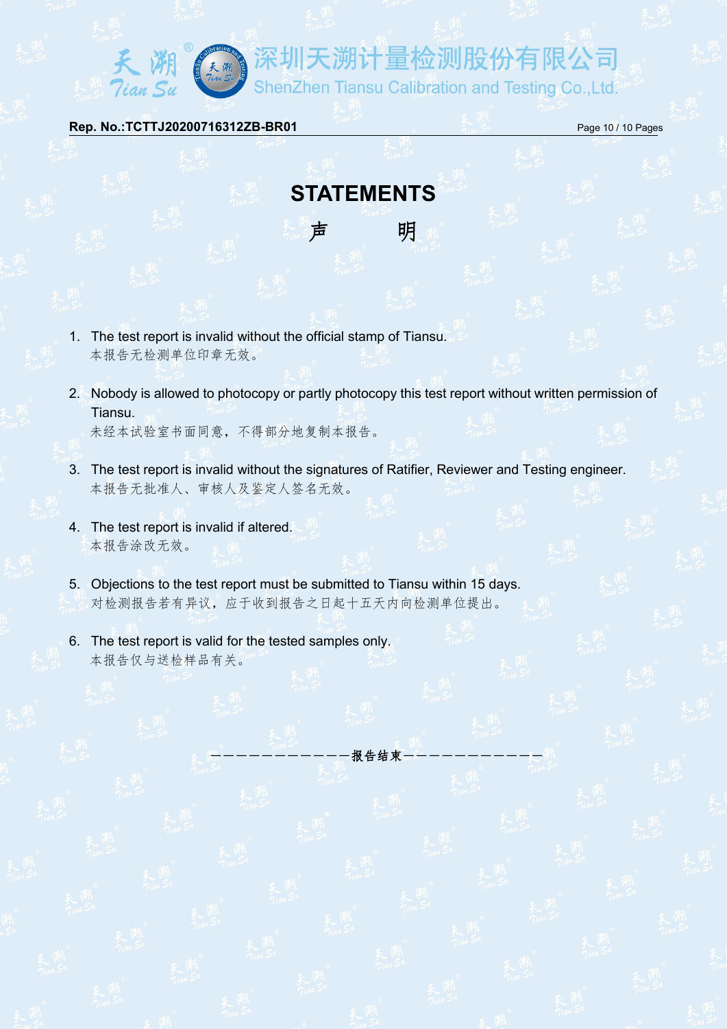# STATEMENTS

## 声　　明

1. The test report is invalid without the official stamp of Tiansu.
   本报告无检测单位印章无效。

2. Nobody is allowed to photocopy or partly photocopy this test report without written permission of Tiansu.
   未经本试验室书面同意，不得部分地复制本报告。

3. The test report is invalid without the signatures of Ratifier, Reviewer and Testing engineer.
   本报告无批准人、审核人及鉴定人签名无效。

4. The test report is invalid if altered.
   本报告涂改无效。

5. Objections to the test report must be submitted to Tiansu within 15 days.
   对检测报告若有异议，应于收到报告之日起十五天内向检测单位提出。

6. The test report is valid for the tested samples only.
   本报告仅与送检样品有关。

————————————报告结束————————————